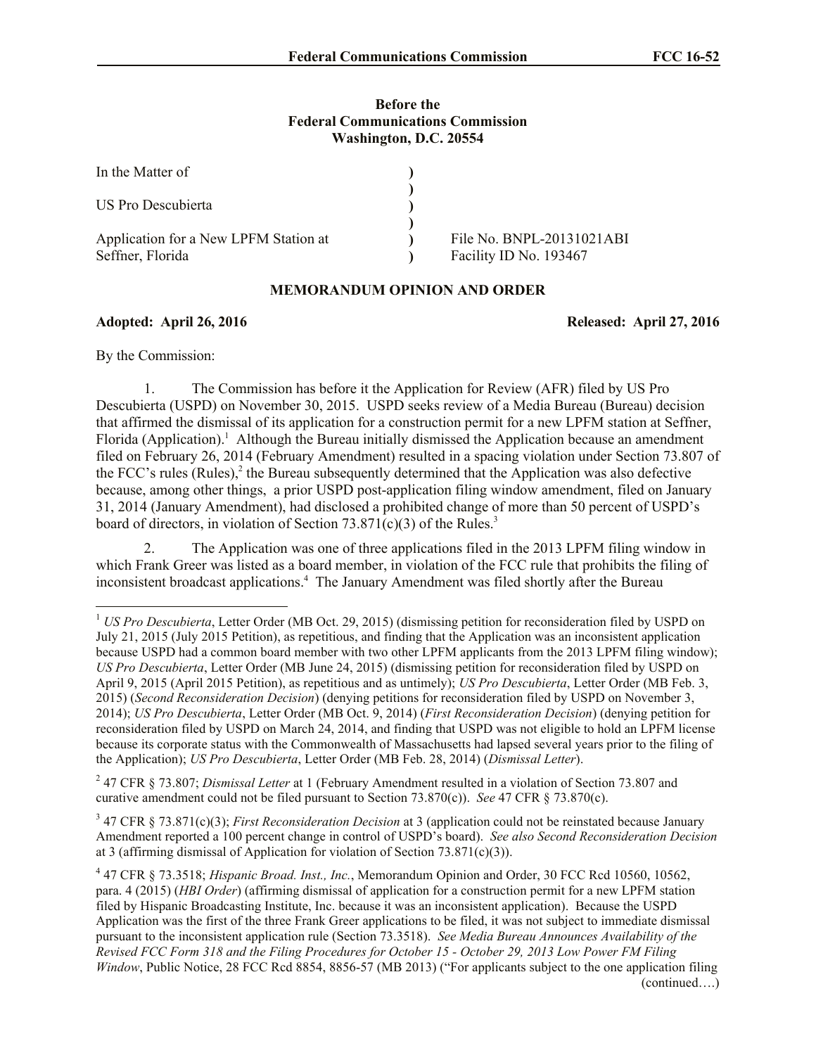Before the
Federal Communications Commission
Washington, D.C. 20554

| | | |
|---|---|---|
| In the Matter of | ) | |
| | ) | |
| US Pro Descubierta | ) | |
| | ) | |
| Application for a New LPFM Station at | ) | File No. BNPL-20131021ABI |
| Seffner, Florida | ) | Facility ID No. 193467 |

## MEMORANDUM OPINION AND ORDER

**Adopted: April 26, 2016** **Released: April 27, 2016**

By the Commission:

1. The Commission has before it the Application for Review (AFR) filed by US Pro Descubierta (USPD) on November 30, 2015. USPD seeks review of a Media Bureau (Bureau) decision that affirmed the dismissal of its application for a construction permit for a new LPFM station at Seffner, Florida (Application).[1] Although the Bureau initially dismissed the Application because an amendment filed on February 26, 2014 (February Amendment) resulted in a spacing violation under Section 73.807 of the FCC's rules (Rules),[2] the Bureau subsequently determined that the Application was also defective because, among other things, a prior USPD post-application filing window amendment, filed on January 31, 2014 (January Amendment), had disclosed a prohibited change of more than 50 percent of USPD's board of directors, in violation of Section 73.871(c)(3) of the Rules.[3]

2. The Application was one of three applications filed in the 2013 LPFM filing window in which Frank Greer was listed as a board member, in violation of the FCC rule that prohibits the filing of inconsistent broadcast applications.[4] The January Amendment was filed shortly after the Bureau

---

[1] *US Pro Descubierta*, Letter Order (MB Oct. 29, 2015) (dismissing petition for reconsideration filed by USPD on July 21, 2015 (July 2015 Petition), as repetitious, and finding that the Application was an inconsistent application because USPD had a common board member with two other LPFM applicants from the 2013 LPFM filing window); *US Pro Descubierta*, Letter Order (MB June 24, 2015) (dismissing petition for reconsideration filed by USPD on April 9, 2015 (April 2015 Petition), as repetitious and as untimely); *US Pro Descubierta*, Letter Order (MB Feb. 3, 2015) (*Second Reconsideration Decision*) (denying petitions for reconsideration filed by USPD on November 3, 2014); *US Pro Descubierta*, Letter Order (MB Oct. 9, 2014) (*First Reconsideration Decision*) (denying petition for reconsideration filed by USPD on March 24, 2014, and finding that USPD was not eligible to hold an LPFM license because its corporate status with the Commonwealth of Massachusetts had lapsed several years prior to the filing of the Application); *US Pro Descubierta*, Letter Order (MB Feb. 28, 2014) (*Dismissal Letter*).

[2] 47 CFR § 73.807; *Dismissal Letter* at 1 (February Amendment resulted in a violation of Section 73.807 and curative amendment could not be filed pursuant to Section 73.870(c)). *See* 47 CFR § 73.870(c).

[3] 47 CFR § 73.871(c)(3); *First Reconsideration Decision* at 3 (application could not be reinstated because January Amendment reported a 100 percent change in control of USPD's board). *See also Second Reconsideration Decision* at 3 (affirming dismissal of Application for violation of Section 73.871(c)(3)).

[4] 47 CFR § 73.3518; *Hispanic Broad. Inst., Inc.*, Memorandum Opinion and Order, 30 FCC Rcd 10560, 10562, para. 4 (2015) (*HBI Order*) (affirming dismissal of application for a construction permit for a new LPFM station filed by Hispanic Broadcasting Institute, Inc. because it was an inconsistent application). Because the USPD Application was the first of the three Frank Greer applications to be filed, it was not subject to immediate dismissal pursuant to the inconsistent application rule (Section 73.3518). *See Media Bureau Announces Availability of the Revised FCC Form 318 and the Filing Procedures for October 15 - October 29, 2013 Low Power FM Filing Window*, Public Notice, 28 FCC Rcd 8854, 8856-57 (MB 2013) ("For applicants subject to the one application filing (continued….)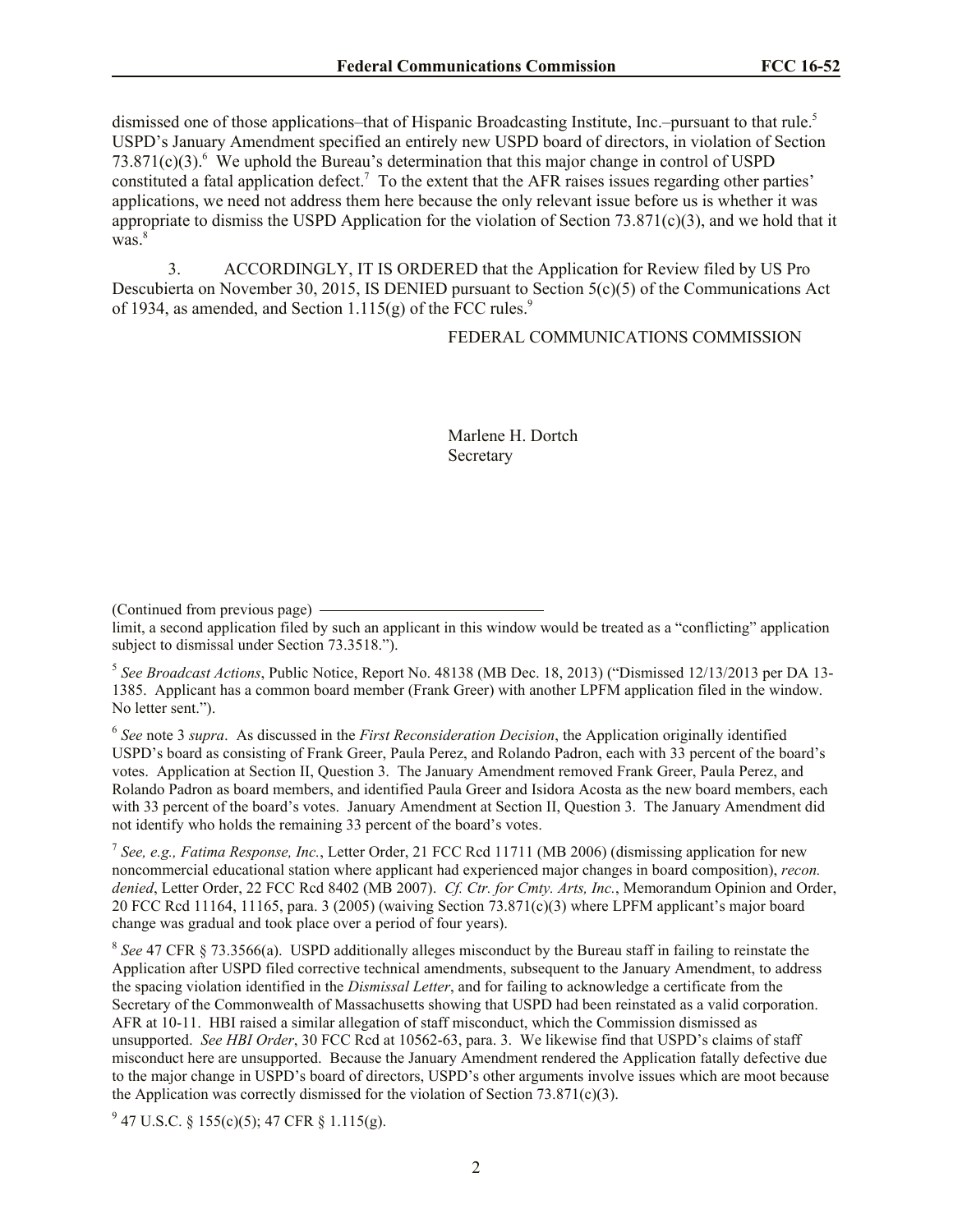dismissed one of those applications–that of Hispanic Broadcasting Institute, Inc.–pursuant to that rule.[5] USPD's January Amendment specified an entirely new USPD board of directors, in violation of Section 73.871(c)(3).[6] We uphold the Bureau's determination that this major change in control of USPD constituted a fatal application defect.[7] To the extent that the AFR raises issues regarding other parties' applications, we need not address them here because the only relevant issue before us is whether it was appropriate to dismiss the USPD Application for the violation of Section 73.871(c)(3), and we hold that it was.[8]

3. ACCORDINGLY, IT IS ORDERED that the Application for Review filed by US Pro Descubierta on November 30, 2015, IS DENIED pursuant to Section 5(c)(5) of the Communications Act of 1934, as amended, and Section 1.115(g) of the FCC rules.[9]

FEDERAL COMMUNICATIONS COMMISSION

Marlene H. Dortch
Secretary

(Continued from previous page)

limit, a second application filed by such an applicant in this window would be treated as a "conflicting" application subject to dismissal under Section 73.3518.").

[5] *See Broadcast Actions*, Public Notice, Report No. 48138 (MB Dec. 18, 2013) ("Dismissed 12/13/2013 per DA 13-1385. Applicant has a common board member (Frank Greer) with another LPFM application filed in the window. No letter sent.").

[6] *See* note 3 *supra*. As discussed in the *First Reconsideration Decision*, the Application originally identified USPD's board as consisting of Frank Greer, Paula Perez, and Rolando Padron, each with 33 percent of the board's votes. Application at Section II, Question 3. The January Amendment removed Frank Greer, Paula Perez, and Rolando Padron as board members, and identified Paula Greer and Isidora Acosta as the new board members, each with 33 percent of the board's votes. January Amendment at Section II, Question 3. The January Amendment did not identify who holds the remaining 33 percent of the board's votes.

[7] *See, e.g., Fatima Response, Inc.*, Letter Order, 21 FCC Rcd 11711 (MB 2006) (dismissing application for new noncommercial educational station where applicant had experienced major changes in board composition), *recon. denied*, Letter Order, 22 FCC Rcd 8402 (MB 2007). *Cf. Ctr. for Cmty. Arts, Inc.*, Memorandum Opinion and Order, 20 FCC Rcd 11164, 11165, para. 3 (2005) (waiving Section 73.871(c)(3) where LPFM applicant's major board change was gradual and took place over a period of four years).

[8] *See* 47 CFR § 73.3566(a). USPD additionally alleges misconduct by the Bureau staff in failing to reinstate the Application after USPD filed corrective technical amendments, subsequent to the January Amendment, to address the spacing violation identified in the *Dismissal Letter*, and for failing to acknowledge a certificate from the Secretary of the Commonwealth of Massachusetts showing that USPD had been reinstated as a valid corporation. AFR at 10-11. HBI raised a similar allegation of staff misconduct, which the Commission dismissed as unsupported. *See HBI Order*, 30 FCC Rcd at 10562-63, para. 3. We likewise find that USPD's claims of staff misconduct here are unsupported. Because the January Amendment rendered the Application fatally defective due to the major change in USPD's board of directors, USPD's other arguments involve issues which are moot because the Application was correctly dismissed for the violation of Section 73.871(c)(3).

[9] 47 U.S.C. § 155(c)(5); 47 CFR § 1.115(g).